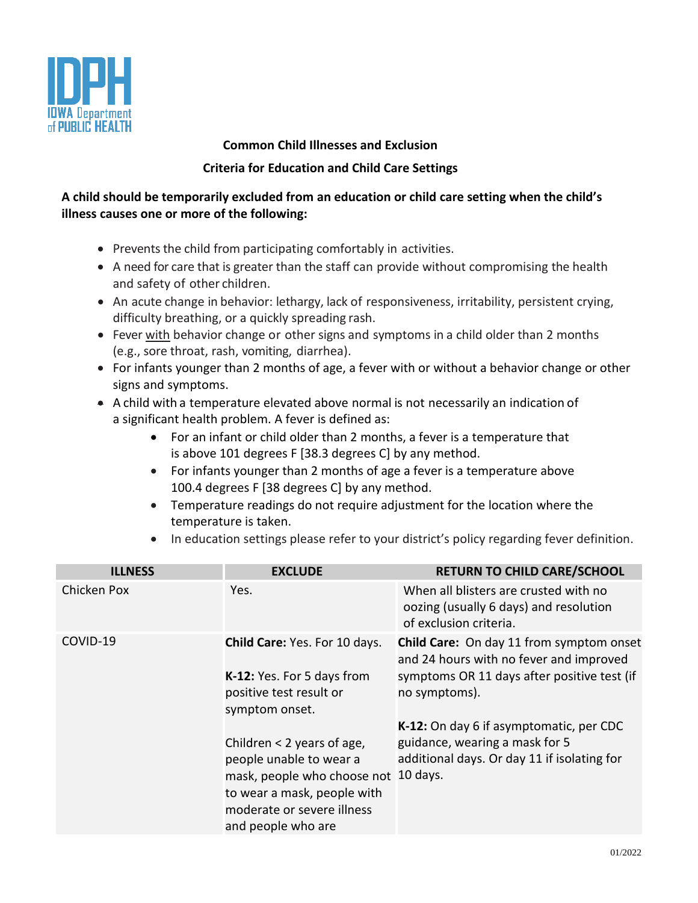# Common Child Illnesses and Exclusion

## Criteria for Education and Child Care Settings

**A child should be temporarily excluded from an education or child care setting when the child's illness causes one or more of the following:**

- Prevents the child from participating comfortably in activities.
- A need for care that is greater than the staff can provide without compromising the health and safety of other children.
- An acute change in behavior: lethargy, lack of responsiveness, irritability, persistent crying, difficulty breathing, or a quickly spreading rash.
- Fever with behavior change or other signs and symptoms in a child older than 2 months (e.g., sore throat, rash, vomiting, diarrhea).
- For infants younger than 2 months of age, a fever with or without a behavior change or other signs and symptoms.
- A child with a temperature elevated above normal is not necessarily an indication of a significant health problem. A fever is defined as:
  - For an infant or child older than 2 months, a fever is a temperature that is above 101 degrees F [38.3 degrees C] by any method.
  - For infants younger than 2 months of age a fever is a temperature above 100.4 degrees F [38 degrees C] by any method.
  - Temperature readings do not require adjustment for the location where the temperature is taken.
  - In education settings please refer to your district's policy regarding fever definition.

| ILLNESS | EXCLUDE | RETURN TO CHILD CARE/SCHOOL |
|---|---|---|
| Chicken Pox | Yes. | When all blisters are crusted with no oozing (usually 6 days) and resolution of exclusion criteria. |
| COVID-19 | **Child Care:** Yes. For 10 days.<br><br>**K-12:** Yes. For 5 days from positive test result or symptom onset.<br><br>Children < 2 years of age, people unable to wear a mask, people who choose not to wear a mask, people with moderate or severe illness and people who are | **Child Care:** On day 11 from symptom onset and 24 hours with no fever and improved symptoms OR 11 days after positive test (if no symptoms).<br><br>**K-12:** On day 6 if asymptomatic, per CDC guidance, wearing a mask for 5 additional days. Or day 11 if isolating for 10 days. |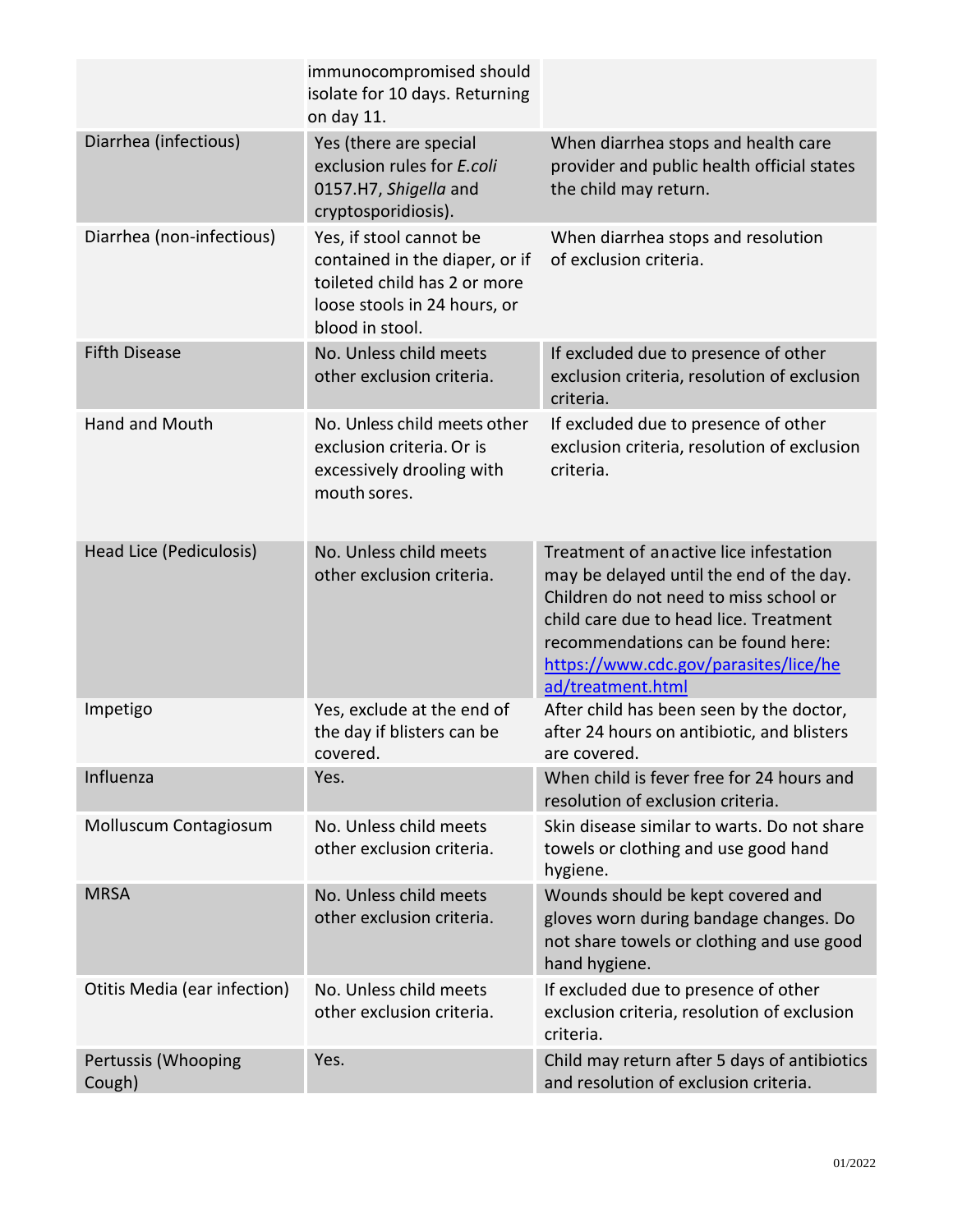| | | |
|---|---|---|
| | immunocompromised should isolate for 10 days. Returning on day 11. | |
| Diarrhea (infectious) | Yes (there are special exclusion rules for *E.coli* 0157.H7, *Shigella* and cryptosporidiosis). | When diarrhea stops and health care provider and public health official states the child may return. |
| Diarrhea (non-infectious) | Yes, if stool cannot be contained in the diaper, or if toileted child has 2 or more loose stools in 24 hours, or blood in stool. | When diarrhea stops and resolution of exclusion criteria. |
| Fifth Disease | No. Unless child meets other exclusion criteria. | If excluded due to presence of other exclusion criteria, resolution of exclusion criteria. |
| Hand and Mouth | No. Unless child meets other exclusion criteria. Or is excessively drooling with mouth sores. | If excluded due to presence of other exclusion criteria, resolution of exclusion criteria. |
| Head Lice (Pediculosis) | No. Unless child meets other exclusion criteria. | Treatment of an active lice infestation may be delayed until the end of the day. Children do not need to miss school or child care due to head lice. Treatment recommendations can be found here: https://www.cdc.gov/parasites/lice/head/treatment.html |
| Impetigo | Yes, exclude at the end of the day if blisters can be covered. | After child has been seen by the doctor, after 24 hours on antibiotic, and blisters are covered. |
| Influenza | Yes. | When child is fever free for 24 hours and resolution of exclusion criteria. |
| Molluscum Contagiosum | No. Unless child meets other exclusion criteria. | Skin disease similar to warts. Do not share towels or clothing and use good hand hygiene. |
| MRSA | No. Unless child meets other exclusion criteria. | Wounds should be kept covered and gloves worn during bandage changes. Do not share towels or clothing and use good hand hygiene. |
| Otitis Media (ear infection) | No. Unless child meets other exclusion criteria. | If excluded due to presence of other exclusion criteria, resolution of exclusion criteria. |
| Pertussis (Whooping Cough) | Yes. | Child may return after 5 days of antibiotics and resolution of exclusion criteria. |

01/2022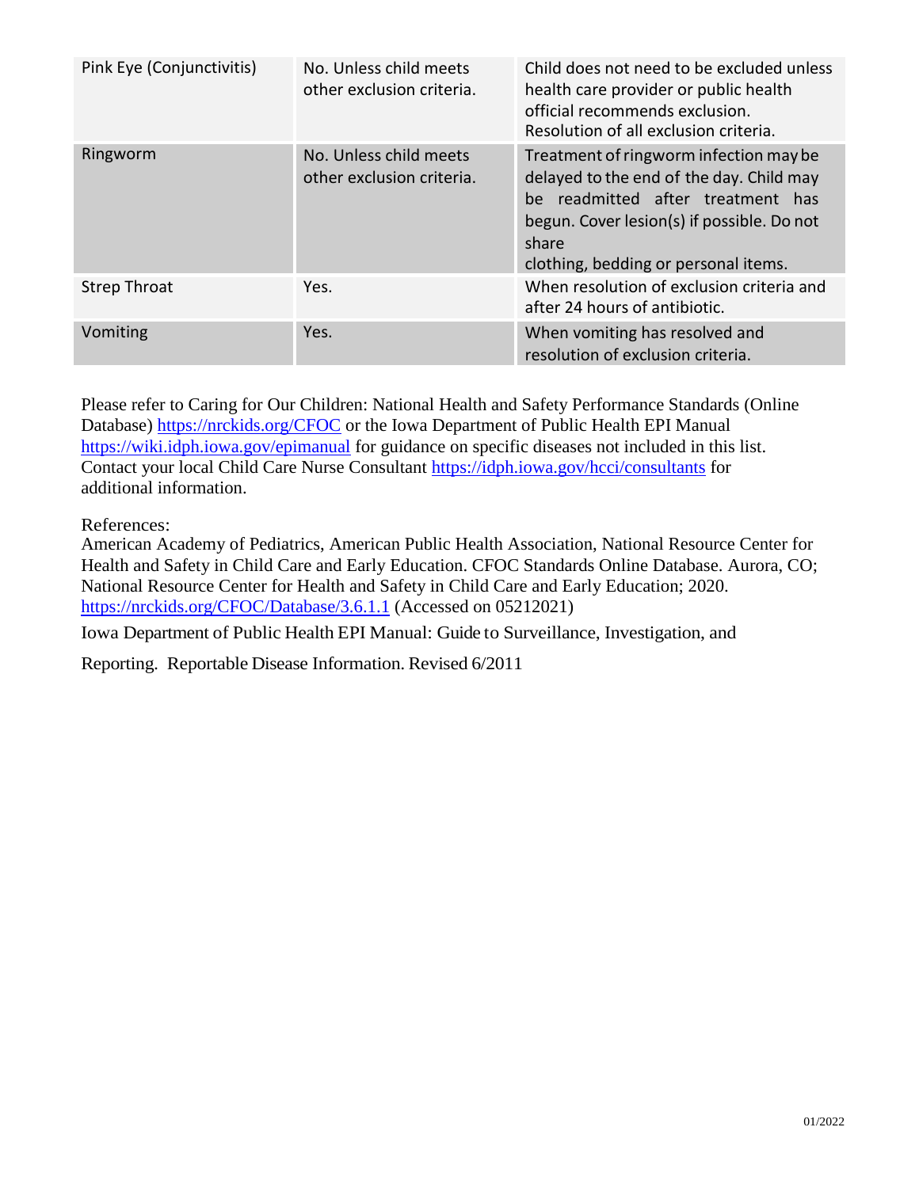| | | |
|---|---|---|
| Pink Eye (Conjunctivitis) | No. Unless child meets other exclusion criteria. | Child does not need to be excluded unless health care provider or public health official recommends exclusion. Resolution of all exclusion criteria. |
| Ringworm | No. Unless child meets other exclusion criteria. | Treatment of ringworm infection may be delayed to the end of the day. Child may be readmitted after treatment has begun. Cover lesion(s) if possible. Do not share clothing, bedding or personal items. |
| Strep Throat | Yes. | When resolution of exclusion criteria and after 24 hours of antibiotic. |
| Vomiting | Yes. | When vomiting has resolved and resolution of exclusion criteria. |

Please refer to Caring for Our Children: National Health and Safety Performance Standards (Online Database) https://nrckids.org/CFOC or the Iowa Department of Public Health EPI Manual https://wiki.idph.iowa.gov/epimanual for guidance on specific diseases not included in this list. Contact your local Child Care Nurse Consultant https://idph.iowa.gov/hcci/consultants for additional information.

References:
American Academy of Pediatrics, American Public Health Association, National Resource Center for Health and Safety in Child Care and Early Education. CFOC Standards Online Database. Aurora, CO; National Resource Center for Health and Safety in Child Care and Early Education; 2020. https://nrckids.org/CFOC/Database/3.6.1.1 (Accessed on 05212021)

Iowa Department of Public Health EPI Manual: Guide to Surveillance, Investigation, and Reporting. Reportable Disease Information. Revised 6/2011

01/2022